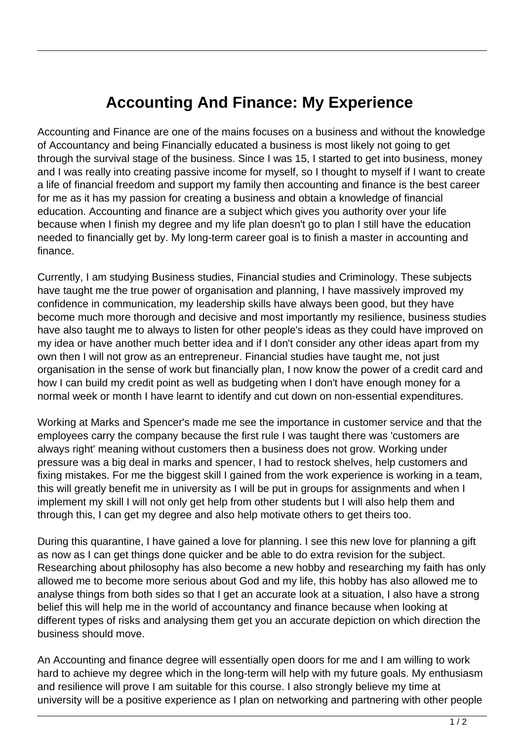# Accounting And Finance: My Experience

Accounting and Finance are one of the mains focuses on a business and without the knowledge of Accountancy and being Financially educated a business is most likely not going to get through the survival stage of the business. Since I was 15, I started to get into business, money and I was really into creating passive income for myself, so I thought to myself if I want to create a life of financial freedom and support my family then accounting and finance is the best career for me as it has my passion for creating a business and obtain a knowledge of financial education. Accounting and finance are a subject which gives you authority over your life because when I finish my degree and my life plan doesn't go to plan I still have the education needed to financially get by. My long-term career goal is to finish a master in accounting and finance.

Currently, I am studying Business studies, Financial studies and Criminology. These subjects have taught me the true power of organisation and planning, I have massively improved my confidence in communication, my leadership skills have always been good, but they have become much more thorough and decisive and most importantly my resilience, business studies have also taught me to always to listen for other people's ideas as they could have improved on my idea or have another much better idea and if I don't consider any other ideas apart from my own then I will not grow as an entrepreneur. Financial studies have taught me, not just organisation in the sense of work but financially plan, I now know the power of a credit card and how I can build my credit point as well as budgeting when I don't have enough money for a normal week or month I have learnt to identify and cut down on non-essential expenditures.

Working at Marks and Spencer's made me see the importance in customer service and that the employees carry the company because the first rule I was taught there was 'customers are always right' meaning without customers then a business does not grow. Working under pressure was a big deal in marks and spencer, I had to restock shelves, help customers and fixing mistakes. For me the biggest skill I gained from the work experience is working in a team, this will greatly benefit me in university as I will be put in groups for assignments and when I implement my skill I will not only get help from other students but I will also help them and through this, I can get my degree and also help motivate others to get theirs too.

During this quarantine, I have gained a love for planning. I see this new love for planning a gift as now as I can get things done quicker and be able to do extra revision for the subject. Researching about philosophy has also become a new hobby and researching my faith has only allowed me to become more serious about God and my life, this hobby has also allowed me to analyse things from both sides so that I get an accurate look at a situation, I also have a strong belief this will help me in the world of accountancy and finance because when looking at different types of risks and analysing them get you an accurate depiction on which direction the business should move.

An Accounting and finance degree will essentially open doors for me and I am willing to work hard to achieve my degree which in the long-term will help with my future goals. My enthusiasm and resilience will prove I am suitable for this course. I also strongly believe my time at university will be a positive experience as I plan on networking and partnering with other people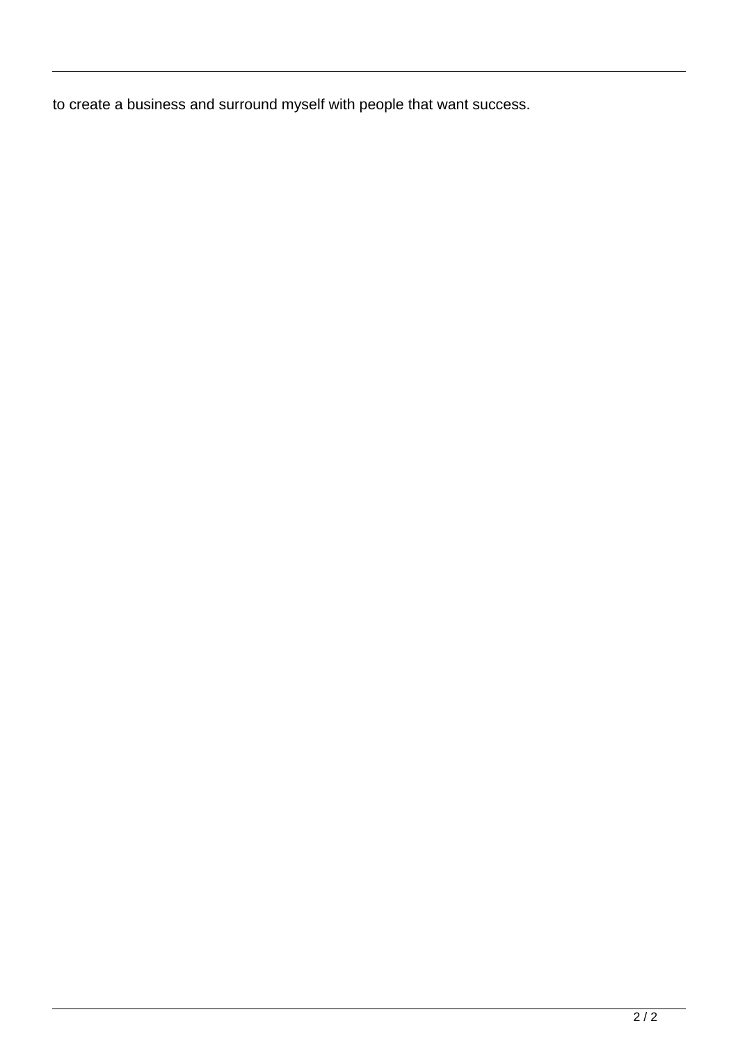to create a business and surround myself with people that want success.